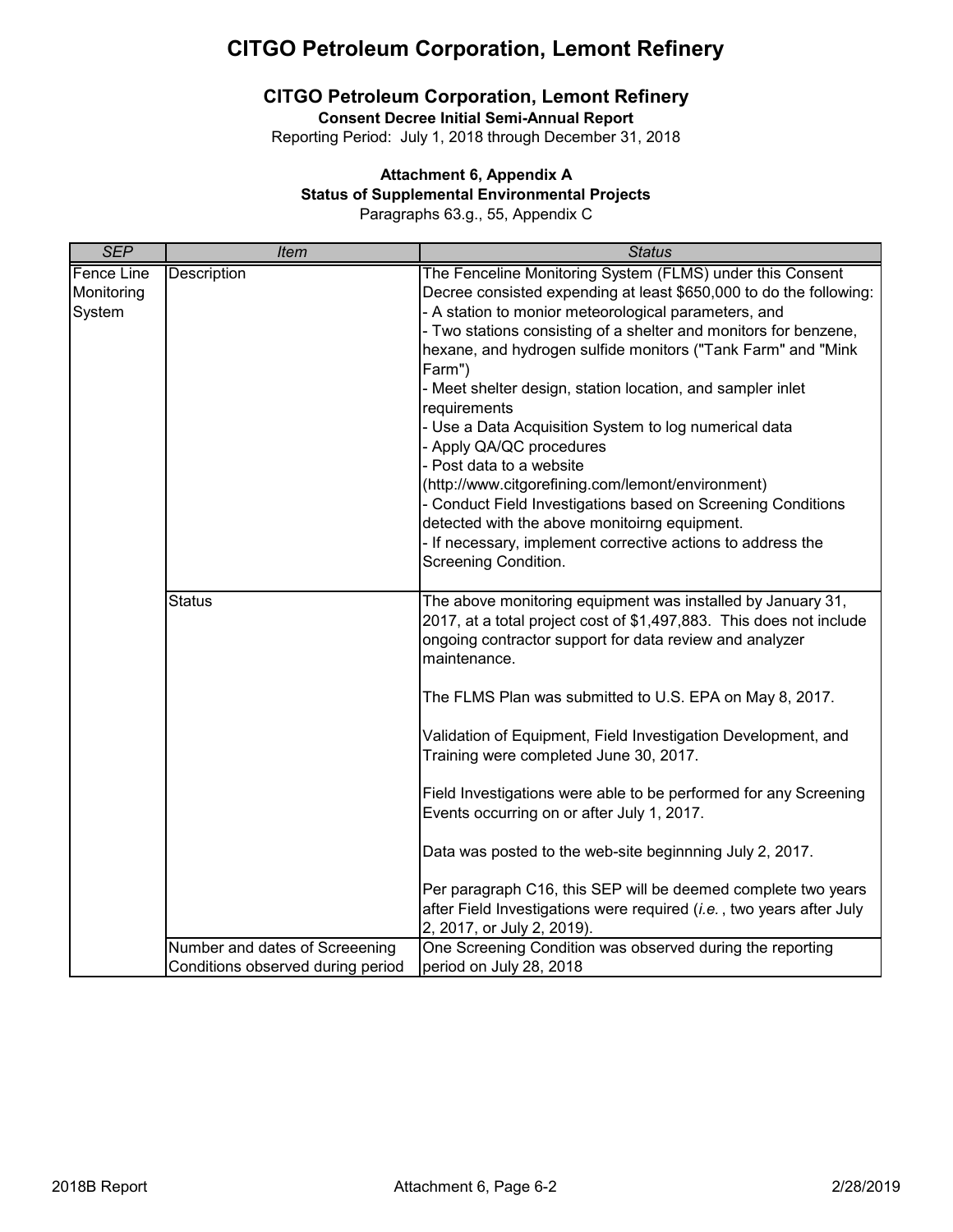# CITGO Petroleum Corporation, Lemont Refinery

## CITGO Petroleum Corporation, Lemont Refinery

**Consent Decree Initial Semi-Annual Report**

Reporting Period: July 1, 2018 through December 31, 2018

### Attachment 6, Appendix A
### Status of Supplemental Environmental Projects

Paragraphs 63.g., 55, Appendix C

| *SEP* | *Item* | *Status* |
|---|---|---|
| Fence Line Monitoring System | Description | The Fenceline Monitoring System (FLMS) under this Consent Decree consisted expending at least $650,000 to do the following:<br>- A station to monior meteorological parameters, and<br>- Two stations consisting of a shelter and monitors for benzene, hexane, and hydrogen sulfide monitors ("Tank Farm" and "Mink Farm")<br>- Meet shelter design, station location, and sampler inlet requirements<br>- Use a Data Acquisition System to log numerical data<br>- Apply QA/QC procedures<br>- Post data to a website (http://www.citgorefining.com/lemont/environment)<br>- Conduct Field Investigations based on Screening Conditions detected with the above monitoirng equipment.<br>- If necessary, implement corrective actions to address the Screening Condition. |
| | Status | The above monitoring equipment was installed by January 31, 2017, at a total project cost of $1,497,883. This does not include ongoing contractor support for data review and analyzer maintenance.<br><br>The FLMS Plan was submitted to U.S. EPA on May 8, 2017.<br><br>Validation of Equipment, Field Investigation Development, and Training were completed June 30, 2017.<br><br>Field Investigations were able to be performed for any Screening Events occurring on or after July 1, 2017.<br><br>Data was posted to the web-site beginnning July 2, 2017.<br><br>Per paragraph C16, this SEP will be deemed complete two years after Field Investigations were required (*i.e.*, two years after July 2, 2017, or July 2, 2019). |
| | Number and dates of Screeening Conditions observed during period | One Screening Condition was observed during the reporting period on July 28, 2018 |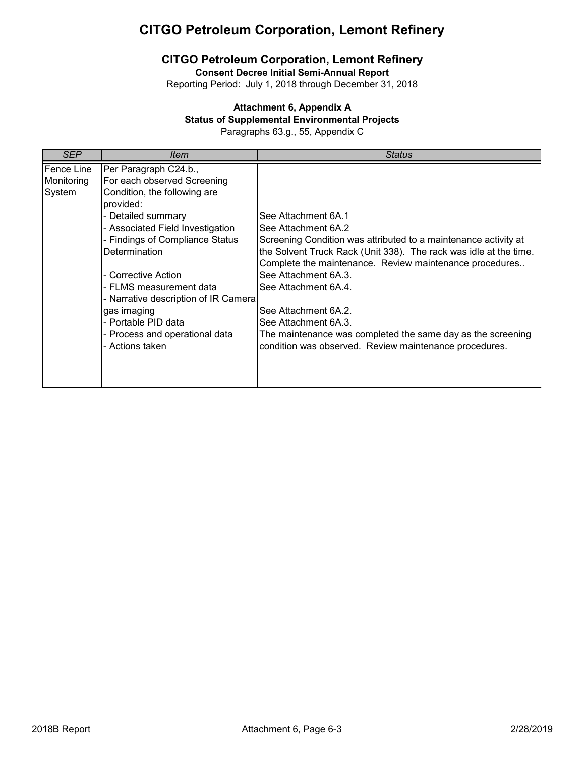# CITGO Petroleum Corporation, Lemont Refinery

## CITGO Petroleum Corporation, Lemont Refinery

**Consent Decree Initial Semi-Annual Report**

Reporting Period: July 1, 2018 through December 31, 2018

**Attachment 6, Appendix A**

**Status of Supplemental Environmental Projects**

Paragraphs 63.g., 55, Appendix C

| *SEP* | *Item* | *Status* |
|---|---|---|
| Fence Line Monitoring System | Per Paragraph C24.b., For each observed Screening Condition, the following are provided: | |
| | - Detailed summary | See Attachment 6A.1 |
| | - Associated Field Investigation | See Attachment 6A.2 |
| | - Findings of Compliance Status Determination | Screening Condition was attributed to a maintenance activity at the Solvent Truck Rack (Unit 338). The rack was idle at the time. Complete the maintenance. Review maintenance procedures.. |
| | - Corrective Action | See Attachment 6A.3. |
| | - FLMS measurement data | See Attachment 6A.4. |
| | - Narrative description of IR Camera gas imaging | See Attachment 6A.2. |
| | - Portable PID data | See Attachment 6A.3. |
| | - Process and operational data<br>- Actions taken | The maintenance was completed the same day as the screening condition was observed. Review maintenance procedures. |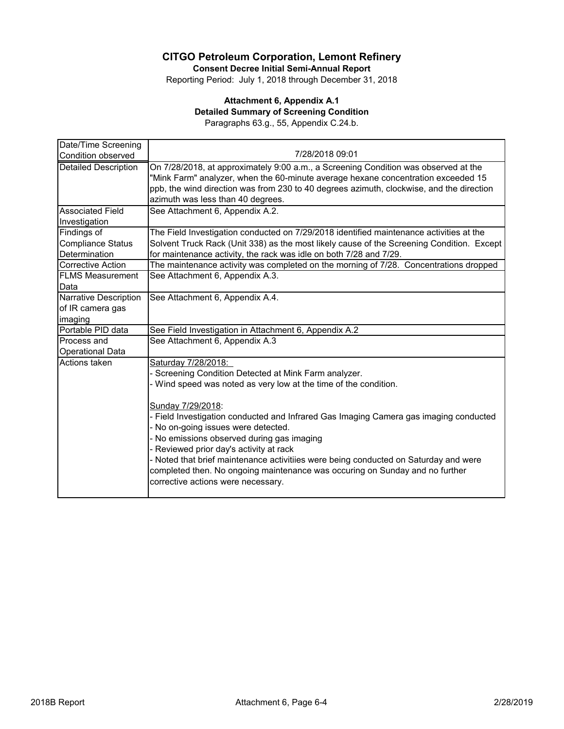# CITGO Petroleum Corporation, Lemont Refinery

**Consent Decree Initial Semi-Annual Report**

Reporting Period: July 1, 2018 through December 31, 2018

### Attachment 6, Appendix A.1

**Detailed Summary of Screening Condition**

Paragraphs 63.g., 55, Appendix C.24.b.

| Date/Time Screening Condition observed | 7/28/2018 09:01 |
|---|---|
| Detailed Description | On 7/28/2018, at approximately 9:00 a.m., a Screening Condition was observed at the "Mink Farm" analyzer, when the 60-minute average hexane concentration exceeded 15 ppb, the wind direction was from 230 to 40 degrees azimuth, clockwise, and the direction azimuth was less than 40 degrees. |
| Associated Field Investigation | See Attachment 6, Appendix A.2. |
| Findings of Compliance Status Determination | The Field Investigation conducted on 7/29/2018 identified maintenance activities at the Solvent Truck Rack (Unit 338) as the most likely cause of the Screening Condition. Except for maintenance activity, the rack was idle on both 7/28 and 7/29. |
| Corrective Action | The maintenance activity was completed on the morning of 7/28. Concentrations dropped |
| FLMS Measurement Data | See Attachment 6, Appendix A.3. |
| Narrative Description of IR camera gas imaging | See Attachment 6, Appendix A.4. |
| Portable PID data | See Field Investigation in Attachment 6, Appendix A.2 |
| Process and Operational Data | See Attachment 6, Appendix A.3 |
| Actions taken | <u>Saturday 7/28/2018:</u><br>- Screening Condition Detected at Mink Farm analyzer.<br>- Wind speed was noted as very low at the time of the condition.<br><br><u>Sunday 7/29/2018</u>:<br>- Field Investigation conducted and Infrared Gas Imaging Camera gas imaging conducted<br>- No on-going issues were detected.<br>- No emissions observed during gas imaging<br>- Reviewed prior day's activity at rack<br>- Noted that brief maintenance activitiies were being conducted on Saturday and were completed then. No ongoing maintenance was occuring on Sunday and no further corrective actions were necessary. |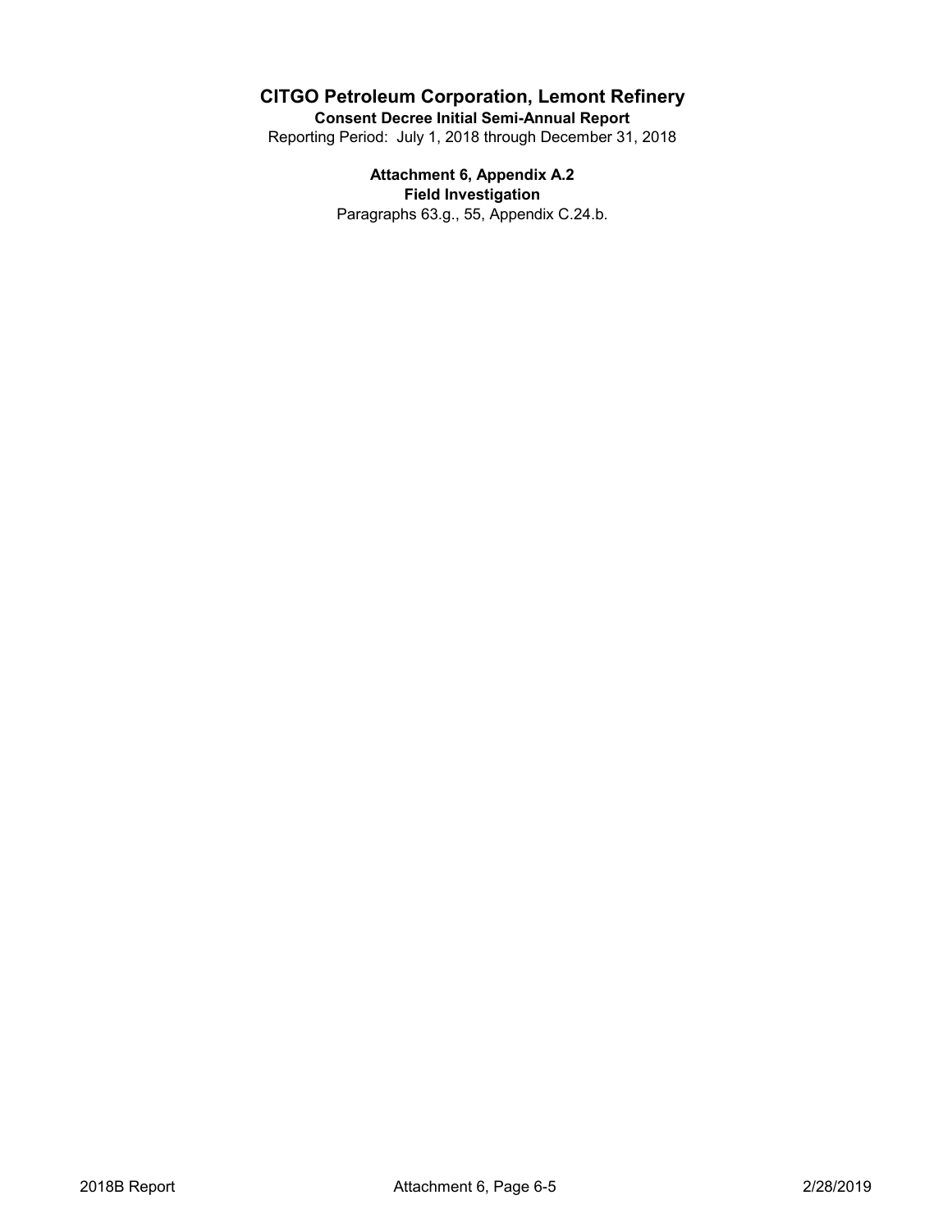# CITGO Petroleum Corporation, Lemont Refinery

**Consent Decree Initial Semi-Annual Report**

Reporting Period: July 1, 2018 through December 31, 2018

**Attachment 6, Appendix A.2**

**Field Investigation**

Paragraphs 63.g., 55, Appendix C.24.b.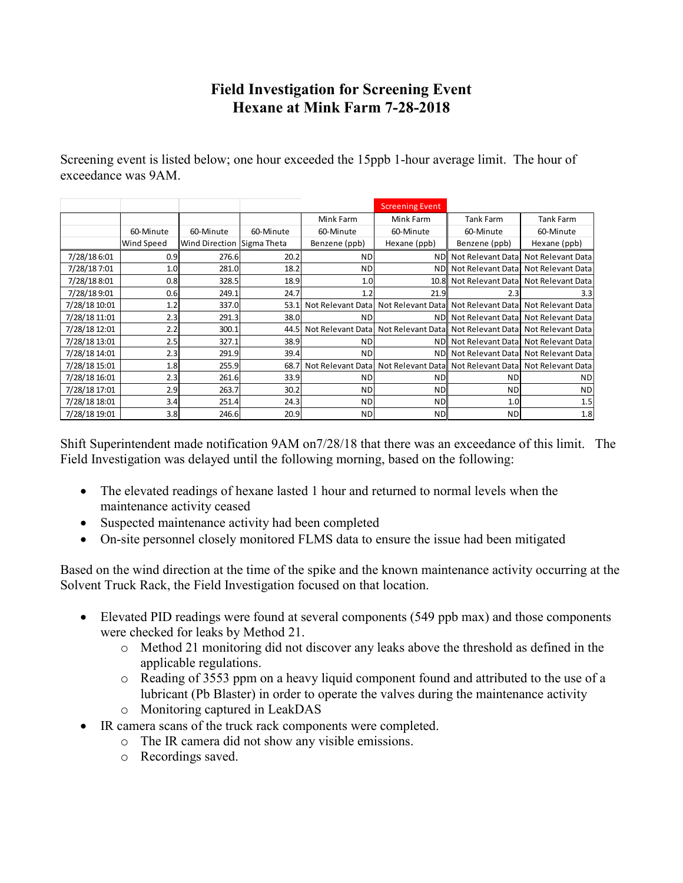# Field Investigation for Screening Event
# Hexane at Mink Farm 7-28-2018

Screening event is listed below; one hour exceeded the 15ppb 1-hour average limit. The hour of exceedance was 9AM.

| | | | | | Screening Event | | |
|---|---|---|---|---|---|---|---|
| | | | | Mink Farm | Mink Farm | Tank Farm | Tank Farm |
| | 60-Minute Wind Speed | 60-Minute Wind Direction | 60-Minute Sigma Theta | 60-Minute Benzene (ppb) | 60-Minute Hexane (ppb) | 60-Minute Benzene (ppb) | 60-Minute Hexane (ppb) |
| 7/28/18 6:01 | 0.9 | 276.6 | 20.2 | ND | ND | Not Relevant Data | Not Relevant Data |
| 7/28/18 7:01 | 1.0 | 281.0 | 18.2 | ND | ND | Not Relevant Data | Not Relevant Data |
| 7/28/18 8:01 | 0.8 | 328.5 | 18.9 | 1.0 | 10.8 | Not Relevant Data | Not Relevant Data |
| 7/28/18 9:01 | 0.6 | 249.1 | 24.7 | 1.2 | 21.9 | 2.3 | 3.3 |
| 7/28/18 10:01 | 1.2 | 337.0 | 53.1 | Not Relevant Data | Not Relevant Data | Not Relevant Data | Not Relevant Data |
| 7/28/18 11:01 | 2.3 | 291.3 | 38.0 | ND | ND | Not Relevant Data | Not Relevant Data |
| 7/28/18 12:01 | 2.2 | 300.1 | 44.5 | Not Relevant Data | Not Relevant Data | Not Relevant Data | Not Relevant Data |
| 7/28/18 13:01 | 2.5 | 327.1 | 38.9 | ND | ND | Not Relevant Data | Not Relevant Data |
| 7/28/18 14:01 | 2.3 | 291.9 | 39.4 | ND | ND | Not Relevant Data | Not Relevant Data |
| 7/28/18 15:01 | 1.8 | 255.9 | 68.7 | Not Relevant Data | Not Relevant Data | Not Relevant Data | Not Relevant Data |
| 7/28/18 16:01 | 2.3 | 261.6 | 33.9 | ND | ND | ND | ND |
| 7/28/18 17:01 | 2.9 | 263.7 | 30.2 | ND | ND | ND | ND |
| 7/28/18 18:01 | 3.4 | 251.4 | 24.3 | ND | ND | 1.0 | 1.5 |
| 7/28/18 19:01 | 3.8 | 246.6 | 20.9 | ND | ND | ND | 1.8 |

Shift Superintendent made notification 9AM on7/28/18 that there was an exceedance of this limit. The Field Investigation was delayed until the following morning, based on the following:

- The elevated readings of hexane lasted 1 hour and returned to normal levels when the maintenance activity ceased
- Suspected maintenance activity had been completed
- On-site personnel closely monitored FLMS data to ensure the issue had been mitigated

Based on the wind direction at the time of the spike and the known maintenance activity occurring at the Solvent Truck Rack, the Field Investigation focused on that location.

- Elevated PID readings were found at several components (549 ppb max) and those components were checked for leaks by Method 21.
  - Method 21 monitoring did not discover any leaks above the threshold as defined in the applicable regulations.
  - Reading of 3553 ppm on a heavy liquid component found and attributed to the use of a lubricant (Pb Blaster) in order to operate the valves during the maintenance activity
  - Monitoring captured in LeakDAS
- IR camera scans of the truck rack components were completed.
  - The IR camera did not show any visible emissions.
  - Recordings saved.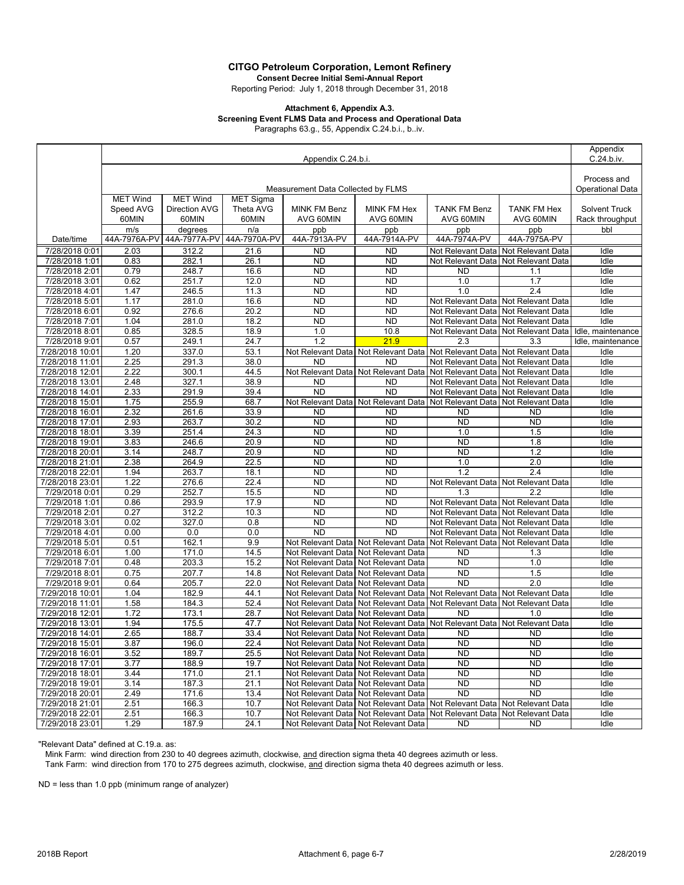**CITGO Petroleum Corporation, Lemont Refinery**

**Consent Decree Initial Semi-Annual Report**

Reporting Period: July 1, 2018 through December 31, 2018

**Attachment 6, Appendix A.3.**

**Screening Event FLMS Data and Process and Operational Data**

Paragraphs 63.g., 55, Appendix C.24.b.i., b..iv.

| | Appendix C.24.b.i. | | | | | | | | Appendix C.24.b.iv. |
|---|---|---|---|---|---|---|---|---|---|
| | Measurement Data Collected by FLMS | | | | | | | | Process and Operational Data |
| | MET Wind Speed AVG 60MIN | MET Wind Direction AVG 60MIN | MET Sigma Theta AVG 60MIN | MINK FM Benz AVG 60MIN | MINK FM Hex AVG 60MIN | TANK FM Benz AVG 60MIN | TANK FM Hex AVG 60MIN | Solvent Truck Rack throughput |
| | m/s | degrees | n/a | ppb | ppb | ppb | ppb | bbl |
| Date/time | 44A-7976A-PV | 44A-7977A-PV | 44A-7970A-PV | 44A-7913A-PV | 44A-7914A-PV | 44A-7974A-PV | 44A-7975A-PV | |
| 7/28/2018 0:01 | 2.03 | 312.2 | 21.6 | ND | ND | Not Relevant Data | Not Relevant Data | Idle |
| 7/28/2018 1:01 | 0.83 | 282.1 | 26.1 | ND | ND | Not Relevant Data | Not Relevant Data | Idle |
| 7/28/2018 2:01 | 0.79 | 248.7 | 16.6 | ND | ND | ND | 1.1 | Idle |
| 7/28/2018 3:01 | 0.62 | 251.7 | 12.0 | ND | ND | 1.0 | 1.7 | Idle |
| 7/28/2018 4:01 | 1.47 | 246.5 | 11.3 | ND | ND | 1.0 | 2.4 | Idle |
| 7/28/2018 5:01 | 1.17 | 281.0 | 16.6 | ND | ND | Not Relevant Data | Not Relevant Data | Idle |
| 7/28/2018 6:01 | 0.92 | 276.6 | 20.2 | ND | ND | Not Relevant Data | Not Relevant Data | Idle |
| 7/28/2018 7:01 | 1.04 | 281.0 | 18.2 | ND | ND | Not Relevant Data | Not Relevant Data | Idle |
| 7/28/2018 8:01 | 0.85 | 328.5 | 18.9 | 1.0 | 10.8 | Not Relevant Data | Not Relevant Data | Idle, maintenance |
| 7/28/2018 9:01 | 0.57 | 249.1 | 24.7 | 1.2 | 21.9 | 2.3 | 3.3 | Idle, maintenance |
| 7/28/2018 10:01 | 1.20 | 337.0 | 53.1 | Not Relevant Data | Not Relevant Data | Not Relevant Data | Not Relevant Data | Idle |
| 7/28/2018 11:01 | 2.25 | 291.3 | 38.0 | ND | ND | Not Relevant Data | Not Relevant Data | Idle |
| 7/28/2018 12:01 | 2.22 | 300.1 | 44.5 | Not Relevant Data | Not Relevant Data | Not Relevant Data | Not Relevant Data | Idle |
| 7/28/2018 13:01 | 2.48 | 327.1 | 38.9 | ND | ND | Not Relevant Data | Not Relevant Data | Idle |
| 7/28/2018 14:01 | 2.33 | 291.9 | 39.4 | ND | ND | Not Relevant Data | Not Relevant Data | Idle |
| 7/28/2018 15:01 | 1.75 | 255.9 | 68.7 | Not Relevant Data | Not Relevant Data | Not Relevant Data | Not Relevant Data | Idle |
| 7/28/2018 16:01 | 2.32 | 261.6 | 33.9 | ND | ND | ND | ND | Idle |
| 7/28/2018 17:01 | 2.93 | 263.7 | 30.2 | ND | ND | ND | ND | Idle |
| 7/28/2018 18:01 | 3.39 | 251.4 | 24.3 | ND | ND | 1.0 | 1.5 | Idle |
| 7/28/2018 19:01 | 3.83 | 246.6 | 20.9 | ND | ND | ND | 1.8 | Idle |
| 7/28/2018 20:01 | 3.14 | 248.7 | 20.9 | ND | ND | ND | 1.2 | Idle |
| 7/28/2018 21:01 | 2.38 | 264.9 | 22.5 | ND | ND | 1.0 | 2.0 | Idle |
| 7/28/2018 22:01 | 1.94 | 263.7 | 18.1 | ND | ND | 1.2 | 2.4 | Idle |
| 7/28/2018 23:01 | 1.22 | 276.6 | 22.4 | ND | ND | Not Relevant Data | Not Relevant Data | Idle |
| 7/29/2018 0:01 | 0.29 | 252.7 | 15.5 | ND | ND | 1.3 | 2.2 | Idle |
| 7/29/2018 1:01 | 0.86 | 293.9 | 17.9 | ND | ND | Not Relevant Data | Not Relevant Data | Idle |
| 7/29/2018 2:01 | 0.27 | 312.2 | 10.3 | ND | ND | Not Relevant Data | Not Relevant Data | Idle |
| 7/29/2018 3:01 | 0.02 | 327.0 | 0.8 | ND | ND | Not Relevant Data | Not Relevant Data | Idle |
| 7/29/2018 4:01 | 0.00 | 0.0 | 0.0 | ND | ND | Not Relevant Data | Not Relevant Data | Idle |
| 7/29/2018 5:01 | 0.51 | 162.1 | 9.9 | Not Relevant Data | Not Relevant Data | Not Relevant Data | Not Relevant Data | Idle |
| 7/29/2018 6:01 | 1.00 | 171.0 | 14.5 | Not Relevant Data | Not Relevant Data | ND | 1.3 | Idle |
| 7/29/2018 7:01 | 0.48 | 203.3 | 15.2 | Not Relevant Data | Not Relevant Data | ND | 1.0 | Idle |
| 7/29/2018 8:01 | 0.75 | 207.7 | 14.8 | Not Relevant Data | Not Relevant Data | ND | 1.5 | Idle |
| 7/29/2018 9:01 | 0.64 | 205.7 | 22.0 | Not Relevant Data | Not Relevant Data | ND | 2.0 | Idle |
| 7/29/2018 10:01 | 1.04 | 182.9 | 44.1 | Not Relevant Data | Not Relevant Data | Not Relevant Data | Not Relevant Data | Idle |
| 7/29/2018 11:01 | 1.58 | 184.3 | 52.4 | Not Relevant Data | Not Relevant Data | Not Relevant Data | Not Relevant Data | Idle |
| 7/29/2018 12:01 | 1.72 | 173.1 | 28.7 | Not Relevant Data | Not Relevant Data | ND | 1.0 | Idle |
| 7/29/2018 13:01 | 1.94 | 175.5 | 47.7 | Not Relevant Data | Not Relevant Data | Not Relevant Data | Not Relevant Data | Idle |
| 7/29/2018 14:01 | 2.65 | 188.7 | 33.4 | Not Relevant Data | Not Relevant Data | ND | ND | Idle |
| 7/29/2018 15:01 | 3.87 | 196.0 | 22.4 | Not Relevant Data | Not Relevant Data | ND | ND | Idle |
| 7/29/2018 16:01 | 3.52 | 189.7 | 25.5 | Not Relevant Data | Not Relevant Data | ND | ND | Idle |
| 7/29/2018 17:01 | 3.77 | 188.9 | 19.7 | Not Relevant Data | Not Relevant Data | ND | ND | Idle |
| 7/29/2018 18:01 | 3.44 | 171.0 | 21.1 | Not Relevant Data | Not Relevant Data | ND | ND | Idle |
| 7/29/2018 19:01 | 3.14 | 187.3 | 21.1 | Not Relevant Data | Not Relevant Data | ND | ND | Idle |
| 7/29/2018 20:01 | 2.49 | 171.6 | 13.4 | Not Relevant Data | Not Relevant Data | ND | ND | Idle |
| 7/29/2018 21:01 | 2.51 | 166.3 | 10.7 | Not Relevant Data | Not Relevant Data | Not Relevant Data | Not Relevant Data | Idle |
| 7/29/2018 22:01 | 2.51 | 166.3 | 10.7 | Not Relevant Data | Not Relevant Data | Not Relevant Data | Not Relevant Data | Idle |
| 7/29/2018 23:01 | 1.29 | 187.9 | 24.1 | Not Relevant Data | Not Relevant Data | ND | ND | Idle |

"Relevant Data" defined at C.19.a. as:

Mink Farm: wind direction from 230 to 40 degrees azimuth, clockwise, and direction sigma theta 40 degrees azimuth or less.

Tank Farm: wind direction from 170 to 275 degrees azimuth, clockwise, and direction sigma theta 40 degrees azimuth or less.

ND = less than 1.0 ppb (minimum range of analyzer)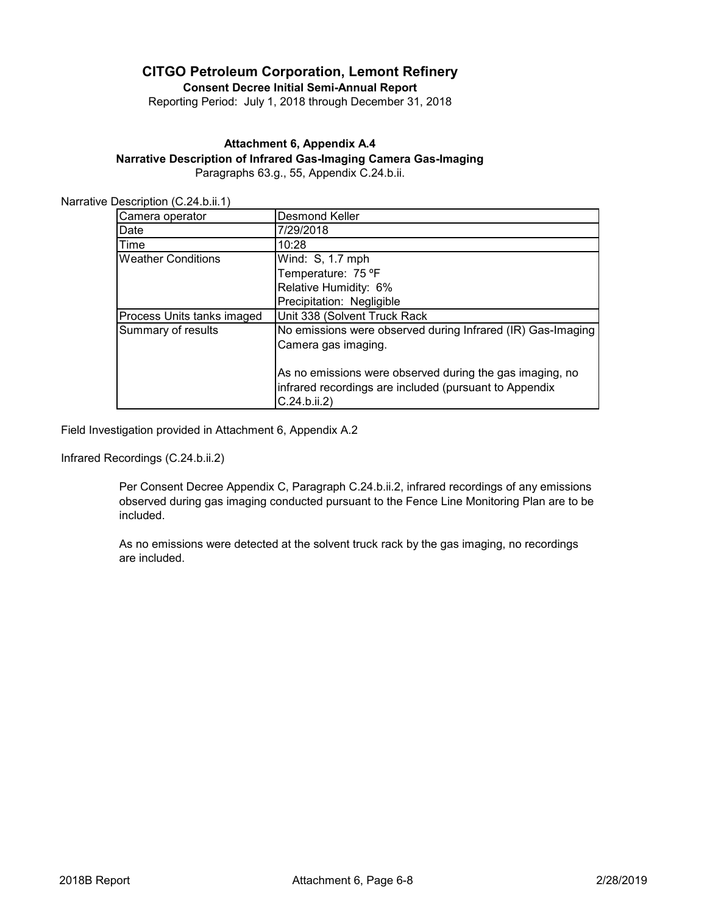# CITGO Petroleum Corporation, Lemont Refinery

**Consent Decree Initial Semi-Annual Report**

Reporting Period: July 1, 2018 through December 31, 2018

### Attachment 6, Appendix A.4

### Narrative Description of Infrared Gas-Imaging Camera Gas-Imaging

Paragraphs 63.g., 55, Appendix C.24.b.ii.

Narrative Description (C.24.b.ii.1)

| | |
|---|---|
| Camera operator | Desmond Keller |
| Date | 7/29/2018 |
| Time | 10:28 |
| Weather Conditions | Wind: S, 1.7 mph<br>Temperature: 75 ºF<br>Relative Humidity: 6%<br>Precipitation: Negligible |
| Process Units tanks imaged | Unit 338 (Solvent Truck Rack |
| Summary of results | No emissions were observed during Infrared (IR) Gas-Imaging Camera gas imaging.<br><br>As no emissions were observed during the gas imaging, no infrared recordings are included (pursuant to Appendix C.24.b.ii.2) |

Field Investigation provided in Attachment 6, Appendix A.2

Infrared Recordings (C.24.b.ii.2)

Per Consent Decree Appendix C, Paragraph C.24.b.ii.2, infrared recordings of any emissions observed during gas imaging conducted pursuant to the Fence Line Monitoring Plan are to be included.

As no emissions were detected at the solvent truck rack by the gas imaging, no recordings are included.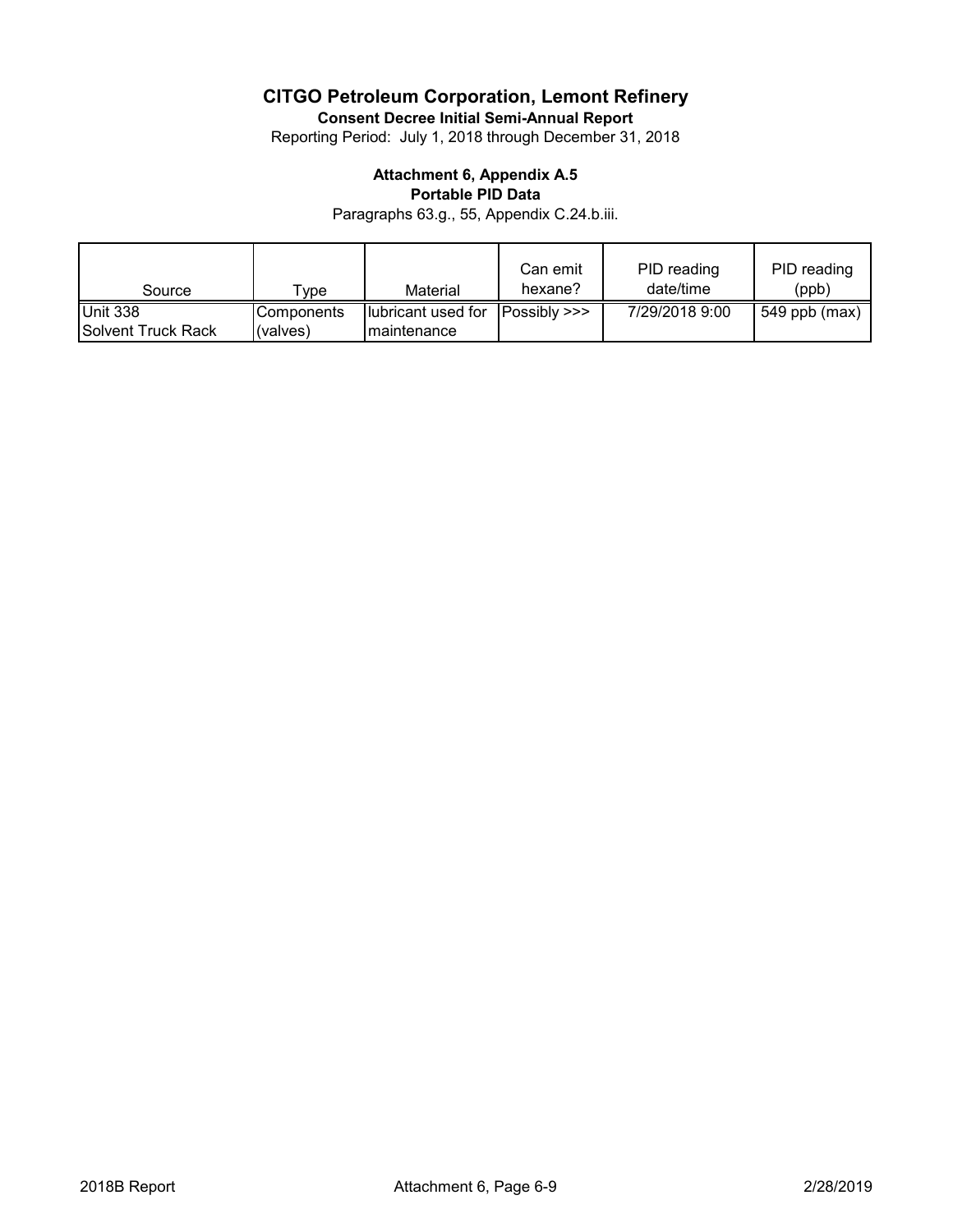# CITGO Petroleum Corporation, Lemont Refinery

**Consent Decree Initial Semi-Annual Report**

Reporting Period: July 1, 2018 through December 31, 2018

### Attachment 6, Appendix A.5

**Portable PID Data**

Paragraphs 63.g., 55, Appendix C.24.b.iii.

| Source | Type | Material | Can emit hexane? | PID reading date/time | PID reading (ppb) |
|---|---|---|---|---|---|
| Unit 338 Solvent Truck Rack | Components (valves) | lubricant used for maintenance | Possibly >>> | 7/29/2018 9:00 | 549 ppb (max) |